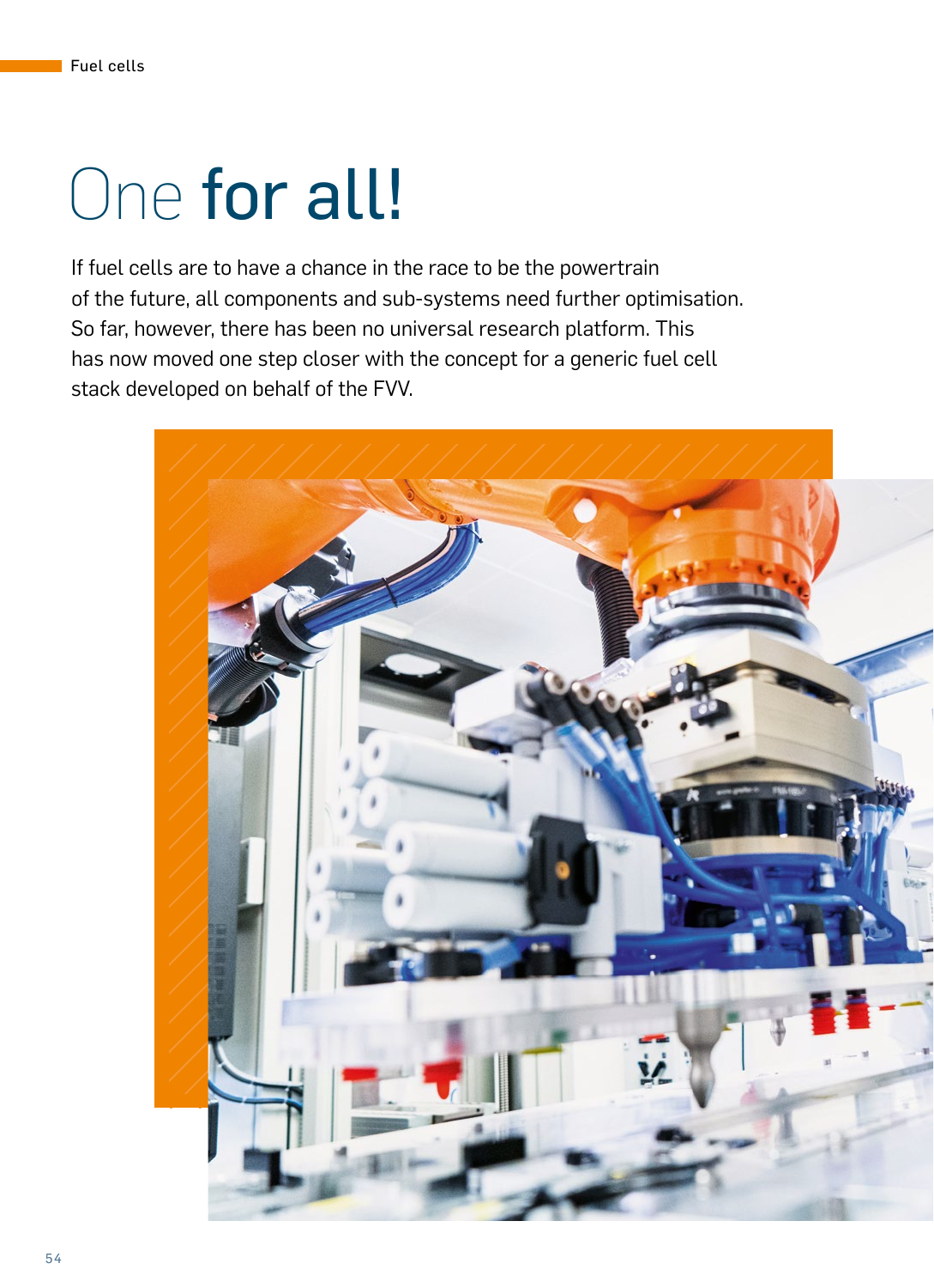# One for all!

If fuel cells are to have a chance in the race to be the powertrain of the future, all components and sub-systems need further optimisation. So far, however, there has been no universal research platform. This has now moved one step closer with the concept for a generic fuel cell stack developed on behalf of the FVV.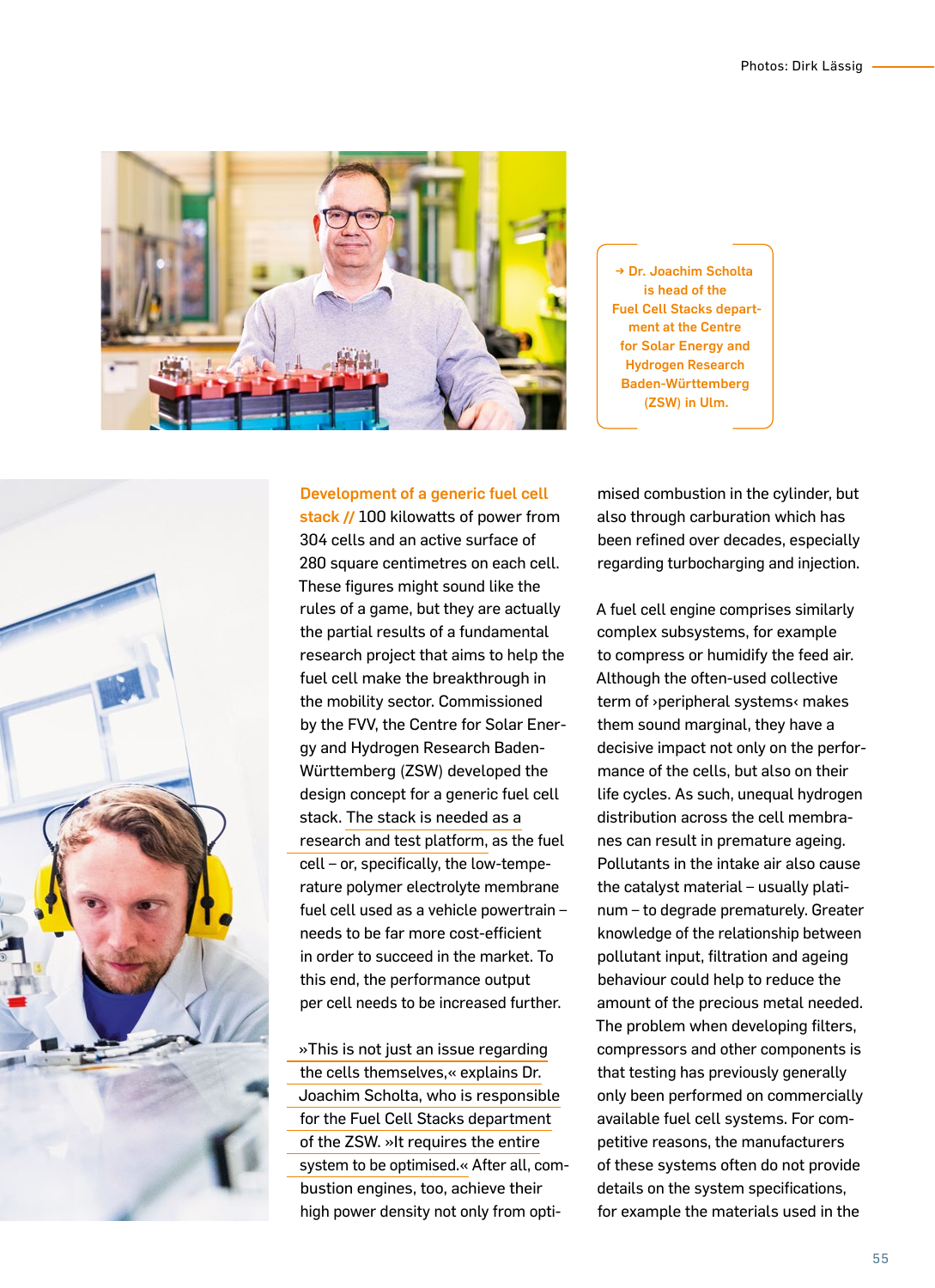Photos: Dirk Lässig

→ Dr. Joachim Scholta is head of the Fuel Cell Stacks department at the Centre for Solar Energy and Hydrogen Research Baden-Württemberg (ZSW) in Ulm.

**Development of a generic fuel cell stack //** 100 kilowatts of power from 304 cells and an active surface of 280 square centimetres on each cell. These figures might sound like the rules of a game, but they are actually the partial results of a fundamental research project that aims to help the fuel cell make the breakthrough in the mobility sector. Commissioned by the FVV, the Centre for Solar Energy and Hydrogen Research Baden-Württemberg (ZSW) developed the design concept for a generic fuel cell stack. The stack is needed as a research and test platform, as the fuel cell – or, specifically, the low-temperature polymer electrolyte membrane fuel cell used as a vehicle powertrain – needs to be far more cost-efficient in order to succeed in the market. To this end, the performance output per cell needs to be increased further.

»This is not just an issue regarding the cells themselves,« explains Dr. Joachim Scholta, who is responsible for the Fuel Cell Stacks department of the ZSW. »It requires the entire system to be optimised.« After all, combustion engines, too, achieve their high power density not only from optimised combustion in the cylinder, but also through carburation which has been refined over decades, especially regarding turbocharging and injection.

A fuel cell engine comprises similarly complex subsystems, for example to compress or humidify the feed air. Although the often-used collective term of ›peripheral systems‹ makes them sound marginal, they have a decisive impact not only on the performance of the cells, but also on their life cycles. As such, unequal hydrogen distribution across the cell membranes can result in premature ageing. Pollutants in the intake air also cause the catalyst material – usually platinum – to degrade prematurely. Greater knowledge of the relationship between pollutant input, filtration and ageing behaviour could help to reduce the amount of the precious metal needed. The problem when developing filters, compressors and other components is that testing has previously generally only been performed on commercially available fuel cell systems. For competitive reasons, the manufacturers of these systems often do not provide details on the system specifications, for example the materials used in the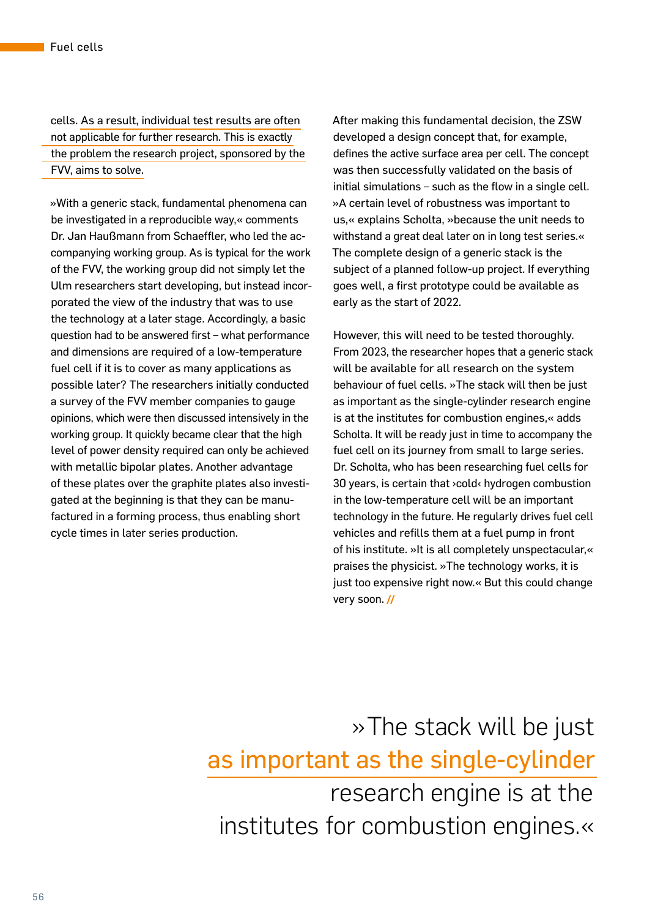cells. As a result, individual test results are often not applicable for further research. This is exactly the problem the research project, sponsored by the FVV, aims to solve.

»With a generic stack, fundamental phenomena can be investigated in a reproducible way,« comments Dr. Jan Haußmann from Schaeffler, who led the accompanying working group. As is typical for the work of the FVV, the working group did not simply let the Ulm researchers start developing, but instead incorporated the view of the industry that was to use the technology at a later stage. Accordingly, a basic question had to be answered first – what performance and dimensions are required of a low-temperature fuel cell if it is to cover as many applications as possible later? The researchers initially conducted a survey of the FVV member companies to gauge opinions, which were then discussed intensively in the working group. It quickly became clear that the high level of power density required can only be achieved with metallic bipolar plates. Another advantage of these plates over the graphite plates also investigated at the beginning is that they can be manufactured in a forming process, thus enabling short cycle times in later series production.

After making this fundamental decision, the ZSW developed a design concept that, for example, defines the active surface area per cell. The concept was then successfully validated on the basis of initial simulations – such as the flow in a single cell. »A certain level of robustness was important to us,« explains Scholta, »because the unit needs to withstand a great deal later on in long test series.« The complete design of a generic stack is the subject of a planned follow-up project. If everything goes well, a first prototype could be available as early as the start of 2022.

However, this will need to be tested thoroughly. From 2023, the researcher hopes that a generic stack will be available for all research on the system behaviour of fuel cells. »The stack will then be just as important as the single-cylinder research engine is at the institutes for combustion engines,« adds Scholta. It will be ready just in time to accompany the fuel cell on its journey from small to large series. Dr. Scholta, who has been researching fuel cells for 30 years, is certain that ›cold‹ hydrogen combustion in the low-temperature cell will be an important technology in the future. He regularly drives fuel cell vehicles and refills them at a fuel pump in front of his institute. »It is all completely unspectacular,« praises the physicist. »The technology works, it is just too expensive right now.« But this could change very soon. //

> »The stack will be just as important as the single-cylinder research engine is at the institutes for combustion engines.«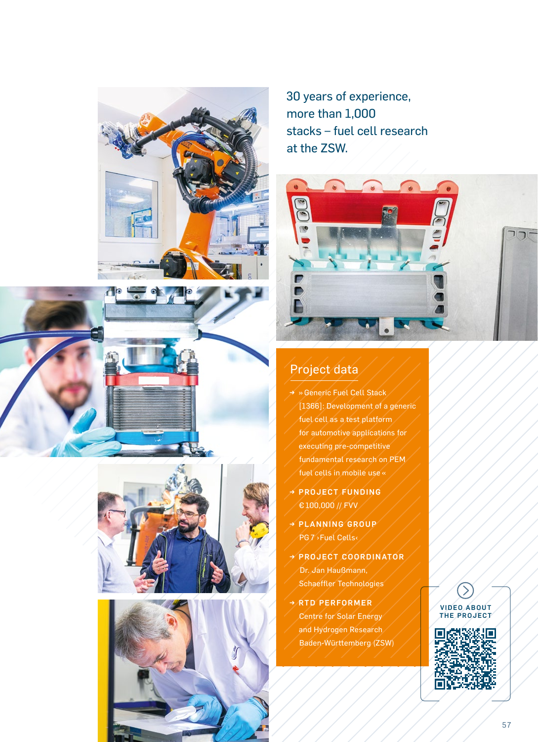30 years of experience, more than 1,000 stacks – fuel cell research at the ZSW.

## Project data

→ » Generic Fuel Cell Stack [1366]: Development of a generic fuel cell as a test platform for automotive applications for executing pre-competitive fundamental research on PEM fuel cells in mobile use «

→ **PROJECT FUNDING**
€ 100,000 // FVV

→ **PLANNING GROUP**
PG 7 ›Fuel Cells‹

→ **PROJECT COORDINATOR**
Dr. Jan Haußmann, Schaeffler Technologies

→ **RTD PERFORMER**
Centre for Solar Energy and Hydrogen Research Baden-Württemberg (ZSW)

VIDEO ABOUT THE PROJECT